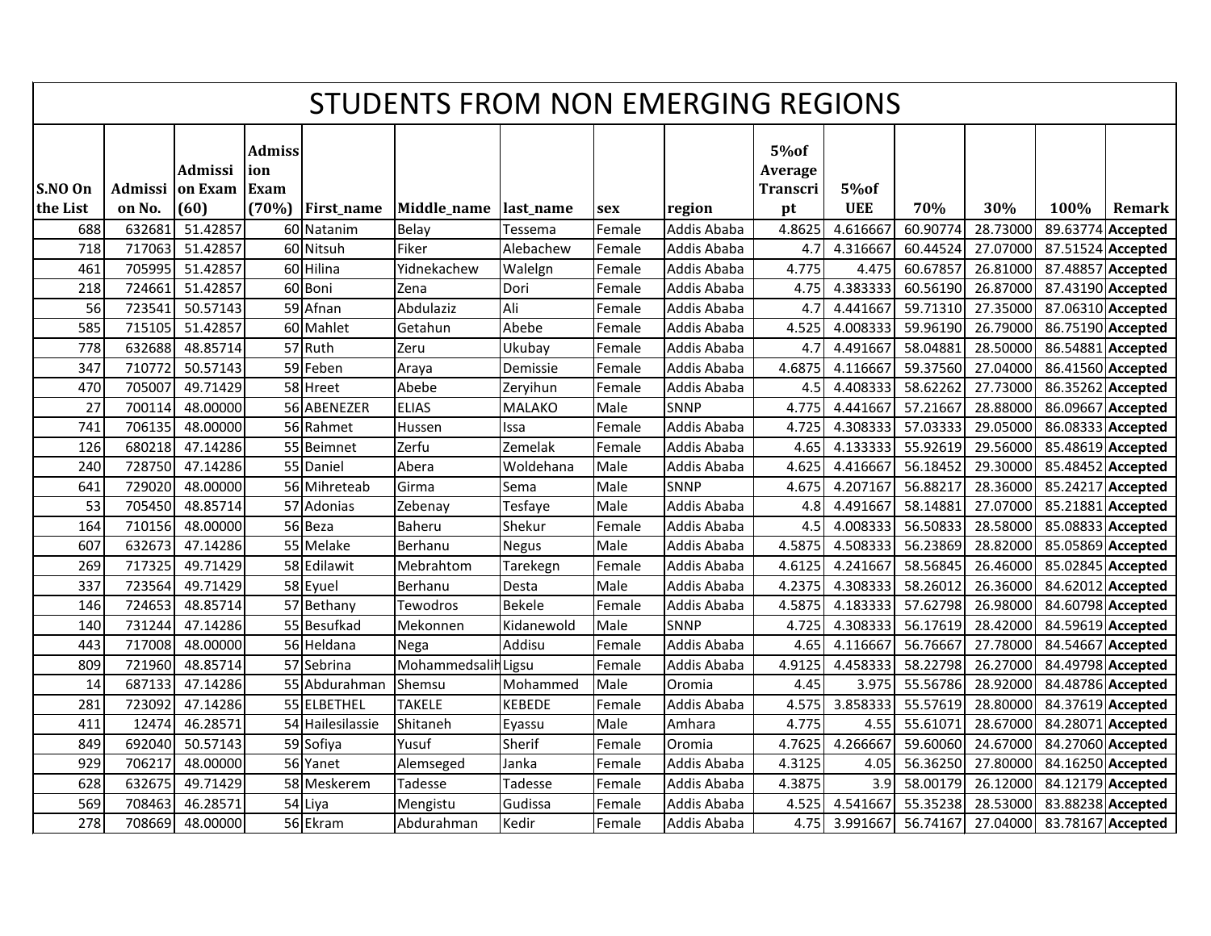# STUDENTS FROM NON EMERGING REGIONS

| S.NO On the List | Admission No. | Admission Exam (60) | Admission Exam (70%) | First_name | Middle_name | last_name | sex | region | 5%of Average Transcript | 5%of UEE | 70% | 30% | 100% | Remark |
|---|---|---|---|---|---|---|---|---|---|---|---|---|---|---|
| 688 | 632681 | 51.42857 | 60 | Natanim | Belay | Tessema | Female | Addis Ababa | 4.8625 | 4.616667 | 60.90774 | 28.73000 | 89.63774 | **Accepted** |
| 718 | 717063 | 51.42857 | 60 | Nitsuh | Fiker | Alebachew | Female | Addis Ababa | 4.7 | 4.316667 | 60.44524 | 27.07000 | 87.51524 | **Accepted** |
| 461 | 705995 | 51.42857 | 60 | Hilina | Yidnekachew | Walelgn | Female | Addis Ababa | 4.775 | 4.475 | 60.67857 | 26.81000 | 87.48857 | **Accepted** |
| 218 | 724661 | 51.42857 | 60 | Boni | Zena | Dori | Female | Addis Ababa | 4.75 | 4.383333 | 60.56190 | 26.87000 | 87.43190 | **Accepted** |
| 56 | 723541 | 50.57143 | 59 | Afnan | Abdulaziz | Ali | Female | Addis Ababa | 4.7 | 4.441667 | 59.71310 | 27.35000 | 87.06310 | **Accepted** |
| 585 | 715105 | 51.42857 | 60 | Mahlet | Getahun | Abebe | Female | Addis Ababa | 4.525 | 4.008333 | 59.96190 | 26.79000 | 86.75190 | **Accepted** |
| 778 | 632688 | 48.85714 | 57 | Ruth | Zeru | Ukubay | Female | Addis Ababa | 4.7 | 4.491667 | 58.04881 | 28.50000 | 86.54881 | **Accepted** |
| 347 | 710772 | 50.57143 | 59 | Feben | Araya | Demissie | Female | Addis Ababa | 4.6875 | 4.116667 | 59.37560 | 27.04000 | 86.41560 | **Accepted** |
| 470 | 705007 | 49.71429 | 58 | Hreet | Abebe | Zeryihun | Female | Addis Ababa | 4.5 | 4.408333 | 58.62262 | 27.73000 | 86.35262 | **Accepted** |
| 27 | 700114 | 48.00000 | 56 | ABENEZER | ELIAS | MALAKO | Male | SNNP | 4.775 | 4.441667 | 57.21667 | 28.88000 | 86.09667 | **Accepted** |
| 741 | 706135 | 48.00000 | 56 | Rahmet | Hussen | Issa | Female | Addis Ababa | 4.725 | 4.308333 | 57.03333 | 29.05000 | 86.08333 | **Accepted** |
| 126 | 680218 | 47.14286 | 55 | Beimnet | Zerfu | Zemelak | Female | Addis Ababa | 4.65 | 4.133333 | 55.92619 | 29.56000 | 85.48619 | **Accepted** |
| 240 | 728750 | 47.14286 | 55 | Daniel | Abera | Woldehana | Male | Addis Ababa | 4.625 | 4.416667 | 56.18452 | 29.30000 | 85.48452 | **Accepted** |
| 641 | 729020 | 48.00000 | 56 | Mihreteab | Girma | Sema | Male | SNNP | 4.675 | 4.207167 | 56.88217 | 28.36000 | 85.24217 | **Accepted** |
| 53 | 705450 | 48.85714 | 57 | Adonias | Zebenay | Tesfaye | Male | Addis Ababa | 4.8 | 4.491667 | 58.14881 | 27.07000 | 85.21881 | **Accepted** |
| 164 | 710156 | 48.00000 | 56 | Beza | Baheru | Shekur | Female | Addis Ababa | 4.5 | 4.008333 | 56.50833 | 28.58000 | 85.08833 | **Accepted** |
| 607 | 632673 | 47.14286 | 55 | Melake | Berhanu | Negus | Male | Addis Ababa | 4.5875 | 4.508333 | 56.23869 | 28.82000 | 85.05869 | **Accepted** |
| 269 | 717325 | 49.71429 | 58 | Edilawit | Mebrahtom | Tarekegn | Female | Addis Ababa | 4.6125 | 4.241667 | 58.56845 | 26.46000 | 85.02845 | **Accepted** |
| 337 | 723564 | 49.71429 | 58 | Eyuel | Berhanu | Desta | Male | Addis Ababa | 4.2375 | 4.308333 | 58.26012 | 26.36000 | 84.62012 | **Accepted** |
| 146 | 724653 | 48.85714 | 57 | Bethany | Tewodros | Bekele | Female | Addis Ababa | 4.5875 | 4.183333 | 57.62798 | 26.98000 | 84.60798 | **Accepted** |
| 140 | 731244 | 47.14286 | 55 | Besufkad | Mekonnen | Kidanewold | Male | SNNP | 4.725 | 4.308333 | 56.17619 | 28.42000 | 84.59619 | **Accepted** |
| 443 | 717008 | 48.00000 | 56 | Heldana | Nega | Addisu | Female | Addis Ababa | 4.65 | 4.116667 | 56.76667 | 27.78000 | 84.54667 | **Accepted** |
| 809 | 721960 | 48.85714 | 57 | Sebrina | Mohammedsalih | Ligsu | Female | Addis Ababa | 4.9125 | 4.458333 | 58.22798 | 26.27000 | 84.49798 | **Accepted** |
| 14 | 687133 | 47.14286 | 55 | Abdurahman | Shemsu | Mohammed | Male | Oromia | 4.45 | 3.975 | 55.56786 | 28.92000 | 84.48786 | **Accepted** |
| 281 | 723092 | 47.14286 | 55 | ELBETHEL | TAKELE | KEBEDE | Female | Addis Ababa | 4.575 | 3.858333 | 55.57619 | 28.80000 | 84.37619 | **Accepted** |
| 411 | 12474 | 46.28571 | 54 | Hailesilassie | Shitaneh | Eyassu | Male | Amhara | 4.775 | 4.55 | 55.61071 | 28.67000 | 84.28071 | **Accepted** |
| 849 | 692040 | 50.57143 | 59 | Sofiya | Yusuf | Sherif | Female | Oromia | 4.7625 | 4.266667 | 59.60060 | 24.67000 | 84.27060 | **Accepted** |
| 929 | 706217 | 48.00000 | 56 | Yanet | Alemseged | Janka | Female | Addis Ababa | 4.3125 | 4.05 | 56.36250 | 27.80000 | 84.16250 | **Accepted** |
| 628 | 632675 | 49.71429 | 58 | Meskerem | Tadesse | Tadesse | Female | Addis Ababa | 4.3875 | 3.9 | 58.00179 | 26.12000 | 84.12179 | **Accepted** |
| 569 | 708463 | 46.28571 | 54 | Liya | Mengistu | Gudissa | Female | Addis Ababa | 4.525 | 4.541667 | 55.35238 | 28.53000 | 83.88238 | **Accepted** |
| 278 | 708669 | 48.00000 | 56 | Ekram | Abdurahman | Kedir | Female | Addis Ababa | 4.75 | 3.991667 | 56.74167 | 27.04000 | 83.78167 | **Accepted** |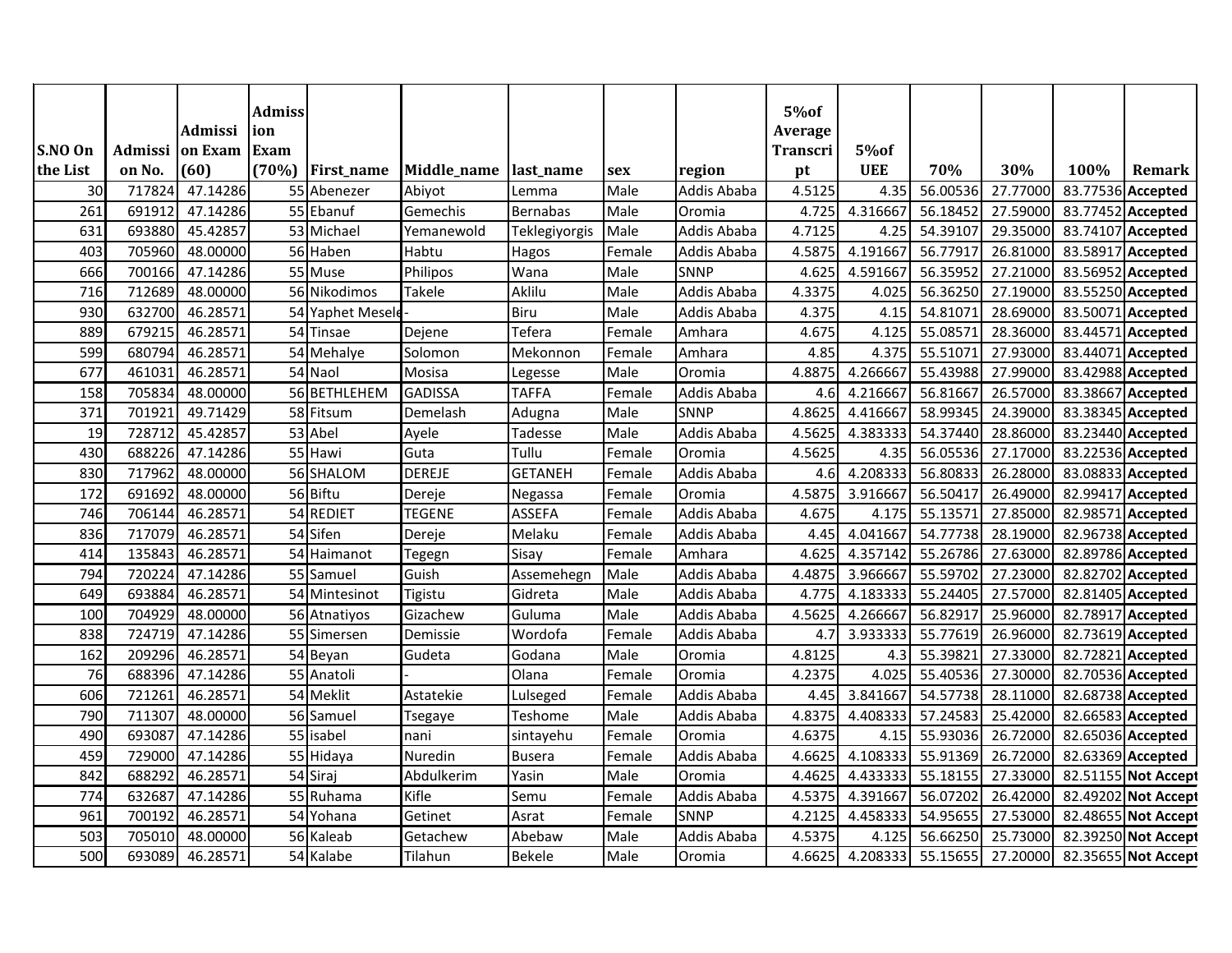| S.NO On the List | Admission No. | Admission Exam (60) | Admission Exam (70%) | First_name | Middle_name | last_name | sex | region | 5%of Average Transcript | 5%of UEE | 70% | 30% | 100% | Remark |
|---|---|---|---|---|---|---|---|---|---|---|---|---|---|---|
| 30 | 717824 | 47.14286 | 55 | Abenezer | Abiyot | Lemma | Male | Addis Ababa | 4.5125 | 4.35 | 56.00536 | 27.77000 | 83.77536 | **Accepted** |
| 261 | 691912 | 47.14286 | 55 | Ebanuf | Gemechis | Bernabas | Male | Oromia | 4.725 | 4.316667 | 56.18452 | 27.59000 | 83.77452 | **Accepted** |
| 631 | 693880 | 45.42857 | 53 | Michael | Yemanewold | Teklegiyorgis | Male | Addis Ababa | 4.7125 | 4.25 | 54.39107 | 29.35000 | 83.74107 | **Accepted** |
| 403 | 705960 | 48.00000 | 56 | Haben | Habtu | Hagos | Female | Addis Ababa | 4.5875 | 4.191667 | 56.77917 | 26.81000 | 83.58917 | **Accepted** |
| 666 | 700166 | 47.14286 | 55 | Muse | Philipos | Wana | Male | SNNP | 4.625 | 4.591667 | 56.35952 | 27.21000 | 83.56952 | **Accepted** |
| 716 | 712689 | 48.00000 | 56 | Nikodimos | Takele | Aklilu | Male | Addis Ababa | 4.3375 | 4.025 | 56.36250 | 27.19000 | 83.55250 | **Accepted** |
| 930 | 632700 | 46.28571 | 54 | Yaphet Mesele | - | Biru | Male | Addis Ababa | 4.375 | 4.15 | 54.81071 | 28.69000 | 83.50071 | **Accepted** |
| 889 | 679215 | 46.28571 | 54 | Tinsae | Dejene | Tefera | Female | Amhara | 4.675 | 4.125 | 55.08571 | 28.36000 | 83.44571 | **Accepted** |
| 599 | 680794 | 46.28571 | 54 | Mehalye | Solomon | Mekonnon | Female | Amhara | 4.85 | 4.375 | 55.51071 | 27.93000 | 83.44071 | **Accepted** |
| 677 | 461031 | 46.28571 | 54 | Naol | Mosisa | Legesse | Male | Oromia | 4.8875 | 4.266667 | 55.43988 | 27.99000 | 83.42988 | **Accepted** |
| 158 | 705834 | 48.00000 | 56 | BETHLEHEM | GADISSA | TAFFA | Female | Addis Ababa | 4.6 | 4.216667 | 56.81667 | 26.57000 | 83.38667 | **Accepted** |
| 371 | 701921 | 49.71429 | 58 | Fitsum | Demelash | Adugna | Male | SNNP | 4.8625 | 4.416667 | 58.99345 | 24.39000 | 83.38345 | **Accepted** |
| 19 | 728712 | 45.42857 | 53 | Abel | Ayele | Tadesse | Male | Addis Ababa | 4.5625 | 4.383333 | 54.37440 | 28.86000 | 83.23440 | **Accepted** |
| 430 | 688226 | 47.14286 | 55 | Hawi | Guta | Tullu | Female | Oromia | 4.5625 | 4.35 | 56.05536 | 27.17000 | 83.22536 | **Accepted** |
| 830 | 717962 | 48.00000 | 56 | SHALOM | DEREJE | GETANEH | Female | Addis Ababa | 4.6 | 4.208333 | 56.80833 | 26.28000 | 83.08833 | **Accepted** |
| 172 | 691692 | 48.00000 | 56 | Biftu | Dereje | Negassa | Female | Oromia | 4.5875 | 3.916667 | 56.50417 | 26.49000 | 82.99417 | **Accepted** |
| 746 | 706144 | 46.28571 | 54 | REDIET | TEGENE | ASSEFA | Female | Addis Ababa | 4.675 | 4.175 | 55.13571 | 27.85000 | 82.98571 | **Accepted** |
| 836 | 717079 | 46.28571 | 54 | Sifen | Dereje | Melaku | Female | Addis Ababa | 4.45 | 4.041667 | 54.77738 | 28.19000 | 82.96738 | **Accepted** |
| 414 | 135843 | 46.28571 | 54 | Haimanot | Tegegn | Sisay | Female | Amhara | 4.625 | 4.357142 | 55.26786 | 27.63000 | 82.89786 | **Accepted** |
| 794 | 720224 | 47.14286 | 55 | Samuel | Guish | Assemehegn | Male | Addis Ababa | 4.4875 | 3.966667 | 55.59702 | 27.23000 | 82.82702 | **Accepted** |
| 649 | 693884 | 46.28571 | 54 | Mintesinot | Tigistu | Gidreta | Male | Addis Ababa | 4.775 | 4.183333 | 55.24405 | 27.57000 | 82.81405 | **Accepted** |
| 100 | 704929 | 48.00000 | 56 | Atnatiyos | Gizachew | Guluma | Male | Addis Ababa | 4.5625 | 4.266667 | 56.82917 | 25.96000 | 82.78917 | **Accepted** |
| 838 | 724719 | 47.14286 | 55 | Simersen | Demissie | Wordofa | Female | Addis Ababa | 4.7 | 3.933333 | 55.77619 | 26.96000 | 82.73619 | **Accepted** |
| 162 | 209296 | 46.28571 | 54 | Beyan | Gudeta | Godana | Male | Oromia | 4.8125 | 4.3 | 55.39821 | 27.33000 | 82.72821 | **Accepted** |
| 76 | 688396 | 47.14286 | 55 | Anatoli | - | Olana | Female | Oromia | 4.2375 | 4.025 | 55.40536 | 27.30000 | 82.70536 | **Accepted** |
| 606 | 721261 | 46.28571 | 54 | Meklit | Astatekie | Lulseged | Female | Addis Ababa | 4.45 | 3.841667 | 54.57738 | 28.11000 | 82.68738 | **Accepted** |
| 790 | 711307 | 48.00000 | 56 | Samuel | Tsegaye | Teshome | Male | Addis Ababa | 4.8375 | 4.408333 | 57.24583 | 25.42000 | 82.66583 | **Accepted** |
| 490 | 693087 | 47.14286 | 55 | isabel | nani | sintayehu | Female | Oromia | 4.6375 | 4.15 | 55.93036 | 26.72000 | 82.65036 | **Accepted** |
| 459 | 729000 | 47.14286 | 55 | Hidaya | Nuredin | Busera | Female | Addis Ababa | 4.6625 | 4.108333 | 55.91369 | 26.72000 | 82.63369 | **Accepted** |
| 842 | 688292 | 46.28571 | 54 | Siraj | Abdulkerim | Yasin | Male | Oromia | 4.4625 | 4.433333 | 55.18155 | 27.33000 | 82.51155 | **Not Accept** |
| 774 | 632687 | 47.14286 | 55 | Ruhama | Kifle | Semu | Female | Addis Ababa | 4.5375 | 4.391667 | 56.07202 | 26.42000 | 82.49202 | **Not Accept** |
| 961 | 700192 | 46.28571 | 54 | Yohana | Getinet | Asrat | Female | SNNP | 4.2125 | 4.458333 | 54.95655 | 27.53000 | 82.48655 | **Not Accept** |
| 503 | 705010 | 48.00000 | 56 | Kaleab | Getachew | Abebaw | Male | Addis Ababa | 4.5375 | 4.125 | 56.66250 | 25.73000 | 82.39250 | **Not Accept** |
| 500 | 693089 | 46.28571 | 54 | Kalabe | Tilahun | Bekele | Male | Oromia | 4.6625 | 4.208333 | 55.15655 | 27.20000 | 82.35655 | **Not Accept** |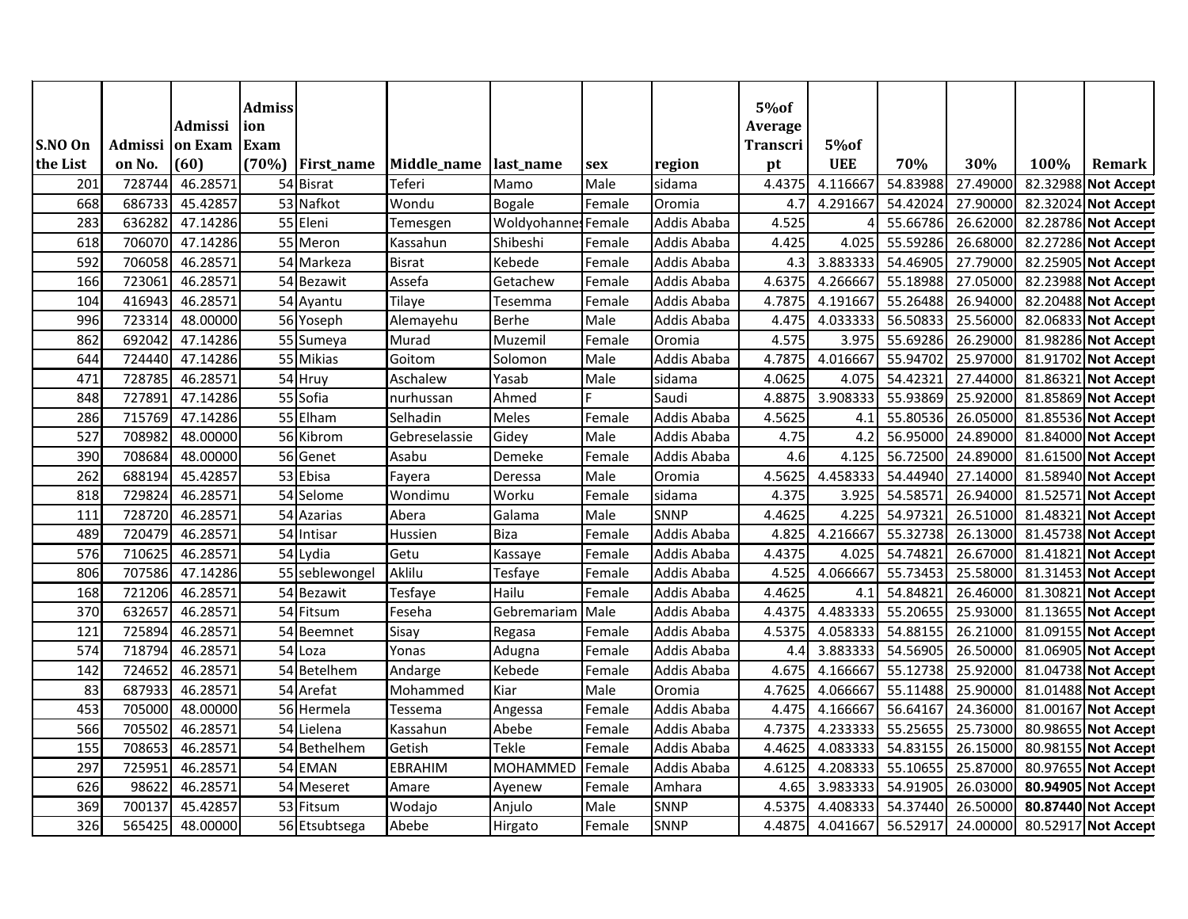| S.NO On the List | Admission No. | Admission Exam (60) | Admission Exam (70%) | First_name | Middle_name | last_name | sex | region | 5%of Average Transcript | 5%of UEE | 70% | 30% | 100% | Remark |
|---|---|---|---|---|---|---|---|---|---|---|---|---|---|---|
| 201 | 728744 | 46.28571 | 54 | Bisrat | Teferi | Mamo | Male | sidama | 4.4375 | 4.116667 | 54.83988 | 27.49000 | 82.32988 | **Not Accept** |
| 668 | 686733 | 45.42857 | 53 | Nafkot | Wondu | Bogale | Female | Oromia | 4.7 | 4.291667 | 54.42024 | 27.90000 | 82.32024 | **Not Accept** |
| 283 | 636282 | 47.14286 | 55 | Eleni | Temesgen | Woldyohannes | Female | Addis Ababa | 4.525 | 4 | 55.66786 | 26.62000 | 82.28786 | **Not Accept** |
| 618 | 706070 | 47.14286 | 55 | Meron | Kassahun | Shibeshi | Female | Addis Ababa | 4.425 | 4.025 | 55.59286 | 26.68000 | 82.27286 | **Not Accept** |
| 592 | 706058 | 46.28571 | 54 | Markeza | Bisrat | Kebede | Female | Addis Ababa | 4.3 | 3.883333 | 54.46905 | 27.79000 | 82.25905 | **Not Accept** |
| 166 | 723061 | 46.28571 | 54 | Bezawit | Assefa | Getachew | Female | Addis Ababa | 4.6375 | 4.266667 | 55.18988 | 27.05000 | 82.23988 | **Not Accept** |
| 104 | 416943 | 46.28571 | 54 | Ayantu | Tilaye | Tesemma | Female | Addis Ababa | 4.7875 | 4.191667 | 55.26488 | 26.94000 | 82.20488 | **Not Accept** |
| 996 | 723314 | 48.00000 | 56 | Yoseph | Alemayehu | Berhe | Male | Addis Ababa | 4.475 | 4.033333 | 56.50833 | 25.56000 | 82.06833 | **Not Accept** |
| 862 | 692042 | 47.14286 | 55 | Sumeya | Murad | Muzemil | Female | Oromia | 4.575 | 3.975 | 55.69286 | 26.29000 | 81.98286 | **Not Accept** |
| 644 | 724440 | 47.14286 | 55 | Mikias | Goitom | Solomon | Male | Addis Ababa | 4.7875 | 4.016667 | 55.94702 | 25.97000 | 81.91702 | **Not Accept** |
| 471 | 728785 | 46.28571 | 54 | Hruy | Aschalew | Yasab | Male | sidama | 4.0625 | 4.075 | 54.42321 | 27.44000 | 81.86321 | **Not Accept** |
| 848 | 727891 | 47.14286 | 55 | Sofia | nurhussan | Ahmed | F | Saudi | 4.8875 | 3.908333 | 55.93869 | 25.92000 | 81.85869 | **Not Accept** |
| 286 | 715769 | 47.14286 | 55 | Elham | Selhadin | Meles | Female | Addis Ababa | 4.5625 | 4.1 | 55.80536 | 26.05000 | 81.85536 | **Not Accept** |
| 527 | 708982 | 48.00000 | 56 | Kibrom | Gebreselassie | Gidey | Male | Addis Ababa | 4.75 | 4.2 | 56.95000 | 24.89000 | 81.84000 | **Not Accept** |
| 390 | 708684 | 48.00000 | 56 | Genet | Asabu | Demeke | Female | Addis Ababa | 4.6 | 4.125 | 56.72500 | 24.89000 | 81.61500 | **Not Accept** |
| 262 | 688194 | 45.42857 | 53 | Ebisa | Fayera | Deressa | Male | Oromia | 4.5625 | 4.458333 | 54.44940 | 27.14000 | 81.58940 | **Not Accept** |
| 818 | 729824 | 46.28571 | 54 | Selome | Wondimu | Worku | Female | sidama | 4.375 | 3.925 | 54.58571 | 26.94000 | 81.52571 | **Not Accept** |
| 111 | 728720 | 46.28571 | 54 | Azarias | Abera | Galama | Male | SNNP | 4.4625 | 4.225 | 54.97321 | 26.51000 | 81.48321 | **Not Accept** |
| 489 | 720479 | 46.28571 | 54 | Intisar | Hussien | Biza | Female | Addis Ababa | 4.825 | 4.216667 | 55.32738 | 26.13000 | 81.45738 | **Not Accept** |
| 576 | 710625 | 46.28571 | 54 | Lydia | Getu | Kassaye | Female | Addis Ababa | 4.4375 | 4.025 | 54.74821 | 26.67000 | 81.41821 | **Not Accept** |
| 806 | 707586 | 47.14286 | 55 | seblewongel | Aklilu | Tesfaye | Female | Addis Ababa | 4.525 | 4.066667 | 55.73453 | 25.58000 | 81.31453 | **Not Accept** |
| 168 | 721206 | 46.28571 | 54 | Bezawit | Tesfaye | Hailu | Female | Addis Ababa | 4.4625 | 4.1 | 54.84821 | 26.46000 | 81.30821 | **Not Accept** |
| 370 | 632657 | 46.28571 | 54 | Fitsum | Feseha | Gebremariam | Male | Addis Ababa | 4.4375 | 4.483333 | 55.20655 | 25.93000 | 81.13655 | **Not Accept** |
| 121 | 725894 | 46.28571 | 54 | Beemnet | Sisay | Regasa | Female | Addis Ababa | 4.5375 | 4.058333 | 54.88155 | 26.21000 | 81.09155 | **Not Accept** |
| 574 | 718794 | 46.28571 | 54 | Loza | Yonas | Adugna | Female | Addis Ababa | 4.4 | 3.883333 | 54.56905 | 26.50000 | 81.06905 | **Not Accept** |
| 142 | 724652 | 46.28571 | 54 | Betelhem | Andarge | Kebede | Female | Addis Ababa | 4.675 | 4.166667 | 55.12738 | 25.92000 | 81.04738 | **Not Accept** |
| 83 | 687933 | 46.28571 | 54 | Arefat | Mohammed | Kiar | Male | Oromia | 4.7625 | 4.066667 | 55.11488 | 25.90000 | 81.01488 | **Not Accept** |
| 453 | 705000 | 48.00000 | 56 | Hermela | Tessema | Angessa | Female | Addis Ababa | 4.475 | 4.166667 | 56.64167 | 24.36000 | 81.00167 | **Not Accept** |
| 566 | 705502 | 46.28571 | 54 | Lielena | Kassahun | Abebe | Female | Addis Ababa | 4.7375 | 4.233333 | 55.25655 | 25.73000 | 80.98655 | **Not Accept** |
| 155 | 708653 | 46.28571 | 54 | Bethelhem | Getish | Tekle | Female | Addis Ababa | 4.4625 | 4.083333 | 54.83155 | 26.15000 | 80.98155 | **Not Accept** |
| 297 | 725951 | 46.28571 | 54 | EMAN | EBRAHIM | MOHAMMED | Female | Addis Ababa | 4.6125 | 4.208333 | 55.10655 | 25.87000 | 80.97655 | **Not Accept** |
| 626 | 98622 | 46.28571 | 54 | Meseret | Amare | Ayenew | Female | Amhara | 4.65 | 3.983333 | 54.91905 | 26.03000 | **80.94905** | **Not Accept** |
| 369 | 700137 | 45.42857 | 53 | Fitsum | Wodajo | Anjulo | Male | SNNP | 4.5375 | 4.408333 | 54.37440 | 26.50000 | **80.87440** | **Not Accept** |
| 326 | 565425 | 48.00000 | 56 | Etsubtsega | Abebe | Hirgato | Female | SNNP | 4.4875 | 4.041667 | 56.52917 | 24.00000 | 80.52917 | **Not Accept** |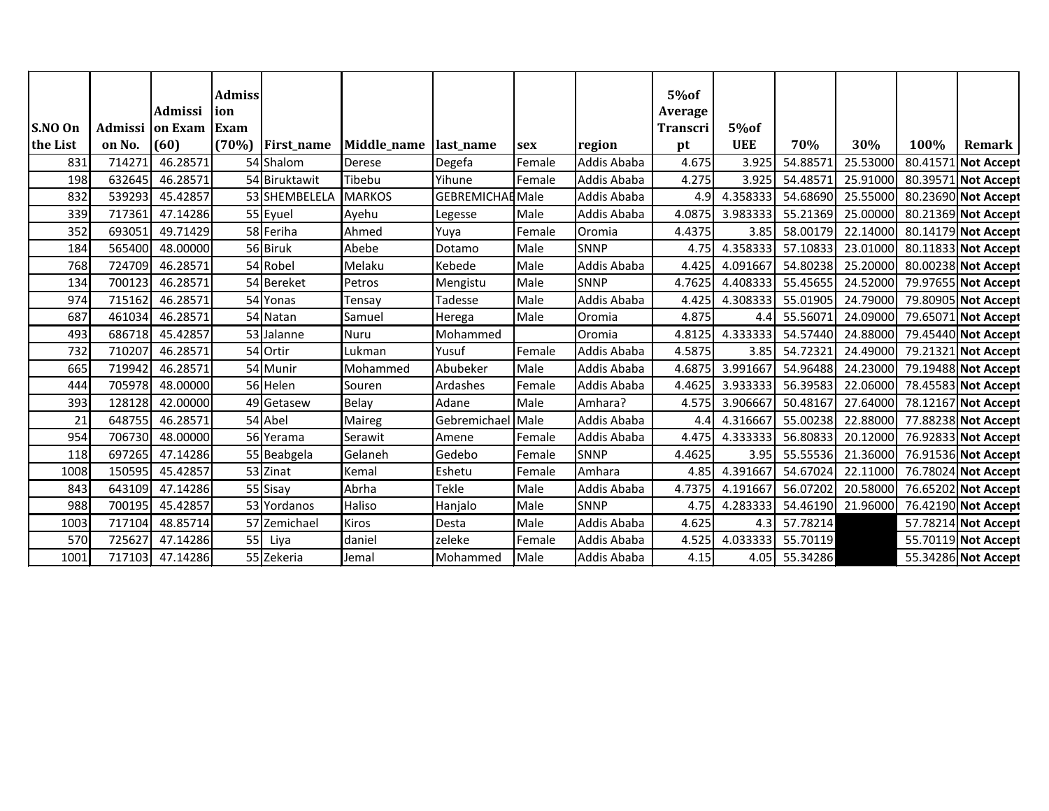| S.NO On the List | Admission No. | Admission Exam (60) | Admission Exam (70%) | First_name | Middle_name | last_name | sex | region | 5%of Average Transcript | 5%of UEE | 70% | 30% | 100% | Remark |
|---|---|---|---|---|---|---|---|---|---|---|---|---|---|---|
| 831 | 714271 | 46.28571 | 54 | Shalom | Derese | Degefa | Female | Addis Ababa | 4.675 | 3.925 | 54.88571 | 25.53000 | 80.41571 | **Not Accept** |
| 198 | 632645 | 46.28571 | 54 | Biruktawit | Tibebu | Yihune | Female | Addis Ababa | 4.275 | 3.925 | 54.48571 | 25.91000 | 80.39571 | **Not Accept** |
| 832 | 539293 | 45.42857 | 53 | SHEMBELELA | MARKOS | GEBREMICHAE | Male | Addis Ababa | 4.9 | 4.358333 | 54.68690 | 25.55000 | 80.23690 | **Not Accept** |
| 339 | 717361 | 47.14286 | 55 | Eyuel | Ayehu | Legesse | Male | Addis Ababa | 4.0875 | 3.983333 | 55.21369 | 25.00000 | 80.21369 | **Not Accept** |
| 352 | 693051 | 49.71429 | 58 | Feriha | Ahmed | Yuya | Female | Oromia | 4.4375 | 3.85 | 58.00179 | 22.14000 | 80.14179 | **Not Accept** |
| 184 | 565400 | 48.00000 | 56 | Biruk | Abebe | Dotamo | Male | SNNP | 4.75 | 4.358333 | 57.10833 | 23.01000 | 80.11833 | **Not Accept** |
| 768 | 724709 | 46.28571 | 54 | Robel | Melaku | Kebede | Male | Addis Ababa | 4.425 | 4.091667 | 54.80238 | 25.20000 | 80.00238 | **Not Accept** |
| 134 | 700123 | 46.28571 | 54 | Bereket | Petros | Mengistu | Male | SNNP | 4.7625 | 4.408333 | 55.45655 | 24.52000 | 79.97655 | **Not Accept** |
| 974 | 715162 | 46.28571 | 54 | Yonas | Tensay | Tadesse | Male | Addis Ababa | 4.425 | 4.308333 | 55.01905 | 24.79000 | 79.80905 | **Not Accept** |
| 687 | 461034 | 46.28571 | 54 | Natan | Samuel | Herega | Male | Oromia | 4.875 | 4.4 | 55.56071 | 24.09000 | 79.65071 | **Not Accept** |
| 493 | 686718 | 45.42857 | 53 | Jalanne | Nuru | Mohammed | | Oromia | 4.8125 | 4.333333 | 54.57440 | 24.88000 | 79.45440 | **Not Accept** |
| 732 | 710207 | 46.28571 | 54 | Ortir | Lukman | Yusuf | Female | Addis Ababa | 4.5875 | 3.85 | 54.72321 | 24.49000 | 79.21321 | **Not Accept** |
| 665 | 719942 | 46.28571 | 54 | Munir | Mohammed | Abubeker | Male | Addis Ababa | 4.6875 | 3.991667 | 54.96488 | 24.23000 | 79.19488 | **Not Accept** |
| 444 | 705978 | 48.00000 | 56 | Helen | Souren | Ardashes | Female | Addis Ababa | 4.4625 | 3.933333 | 56.39583 | 22.06000 | 78.45583 | **Not Accept** |
| 393 | 128128 | 42.00000 | 49 | Getasew | Belay | Adane | Male | Amhara? | 4.575 | 3.906667 | 50.48167 | 27.64000 | 78.12167 | **Not Accept** |
| 21 | 648755 | 46.28571 | 54 | Abel | Maireg | Gebremichael | Male | Addis Ababa | 4.4 | 4.316667 | 55.00238 | 22.88000 | 77.88238 | **Not Accept** |
| 954 | 706730 | 48.00000 | 56 | Yerama | Serawit | Amene | Female | Addis Ababa | 4.475 | 4.333333 | 56.80833 | 20.12000 | 76.92833 | **Not Accept** |
| 118 | 697265 | 47.14286 | 55 | Beabgela | Gelaneh | Gedebo | Female | SNNP | 4.4625 | 3.95 | 55.55536 | 21.36000 | 76.91536 | **Not Accept** |
| 1008 | 150595 | 45.42857 | 53 | Zinat | Kemal | Eshetu | Female | Amhara | 4.85 | 4.391667 | 54.67024 | 22.11000 | 76.78024 | **Not Accept** |
| 843 | 643109 | 47.14286 | 55 | Sisay | Abrha | Tekle | Male | Addis Ababa | 4.7375 | 4.191667 | 56.07202 | 20.58000 | 76.65202 | **Not Accept** |
| 988 | 700195 | 45.42857 | 53 | Yordanos | Haliso | Hanjalo | Male | SNNP | 4.75 | 4.283333 | 54.46190 | 21.96000 | 76.42190 | **Not Accept** |
| 1003 | 717104 | 48.85714 | 57 | Zemichael | Kiros | Desta | Male | Addis Ababa | 4.625 | 4.3 | 57.78214 | | 57.78214 | **Not Accept** |
| 570 | 725627 | 47.14286 | 55 | Liya | daniel | zeleke | Female | Addis Ababa | 4.525 | 4.033333 | 55.70119 | | 55.70119 | **Not Accept** |
| 1001 | 717103 | 47.14286 | 55 | Zekeria | Jemal | Mohammed | Male | Addis Ababa | 4.15 | 4.05 | 55.34286 | | 55.34286 | **Not Accept** |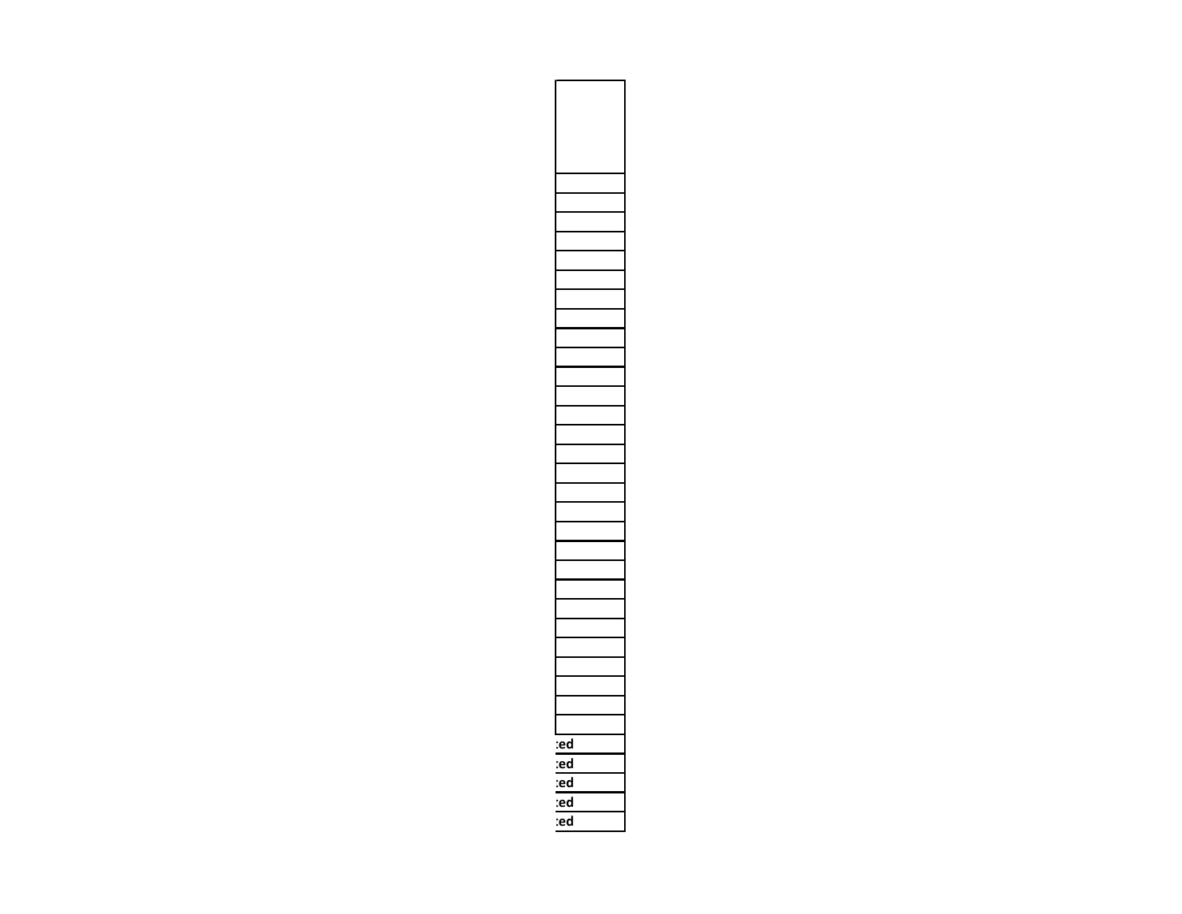| |
|---|
| |
| |
| |
| |
| |
| |
| |
| |
| |
| |
| |
| |
| |
| |
| |
| |
| |
| |
| |
| |
| |
| |
| |
| |
| |
| |
| |
| |
| |
| ted |
| ted |
| ted |
| ted |
| ted |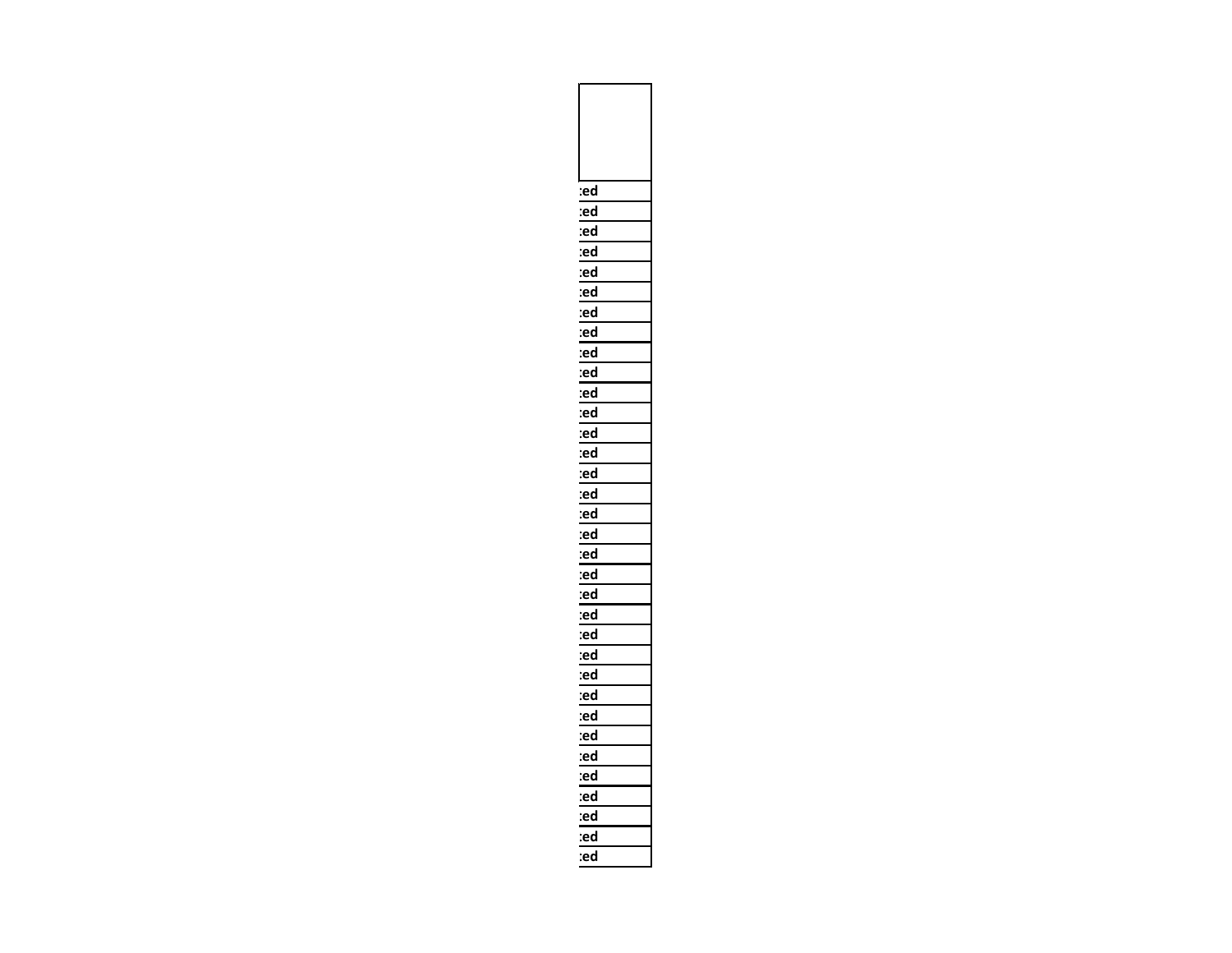| |
|---|
| :ed |
| :ed |
| :ed |
| :ed |
| :ed |
| :ed |
| :ed |
| :ed |
| :ed |
| :ed |
| :ed |
| :ed |
| :ed |
| :ed |
| :ed |
| :ed |
| :ed |
| :ed |
| :ed |
| :ed |
| :ed |
| :ed |
| :ed |
| :ed |
| :ed |
| :ed |
| :ed |
| :ed |
| :ed |
| :ed |
| :ed |
| :ed |
| :ed |
| :ed |
| :ed |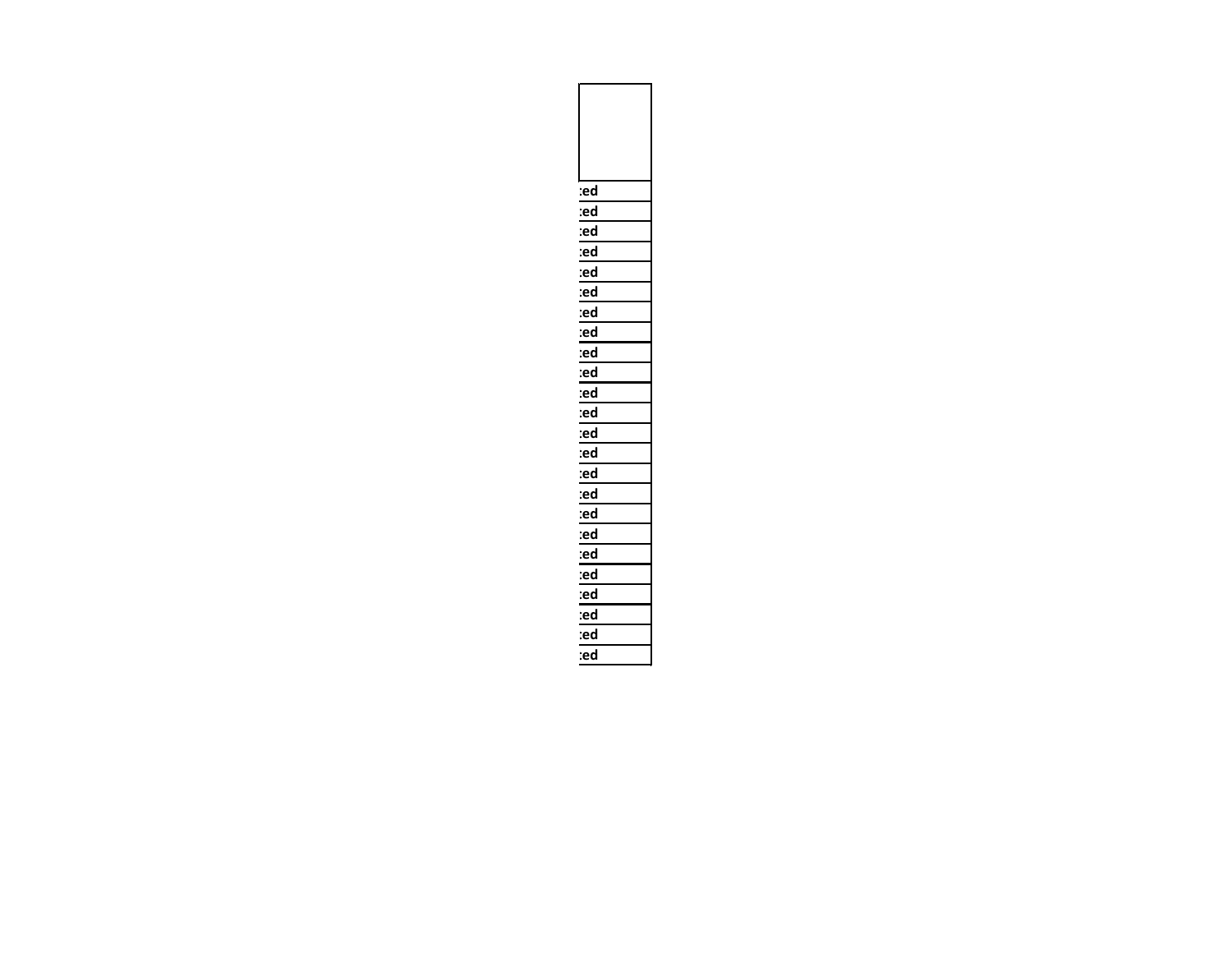| |
|---|
| :ed |
| :ed |
| :ed |
| :ed |
| :ed |
| :ed |
| :ed |
| :ed |
| :ed |
| :ed |
| :ed |
| :ed |
| :ed |
| :ed |
| :ed |
| :ed |
| :ed |
| :ed |
| :ed |
| :ed |
| :ed |
| :ed |
| :ed |
| :ed |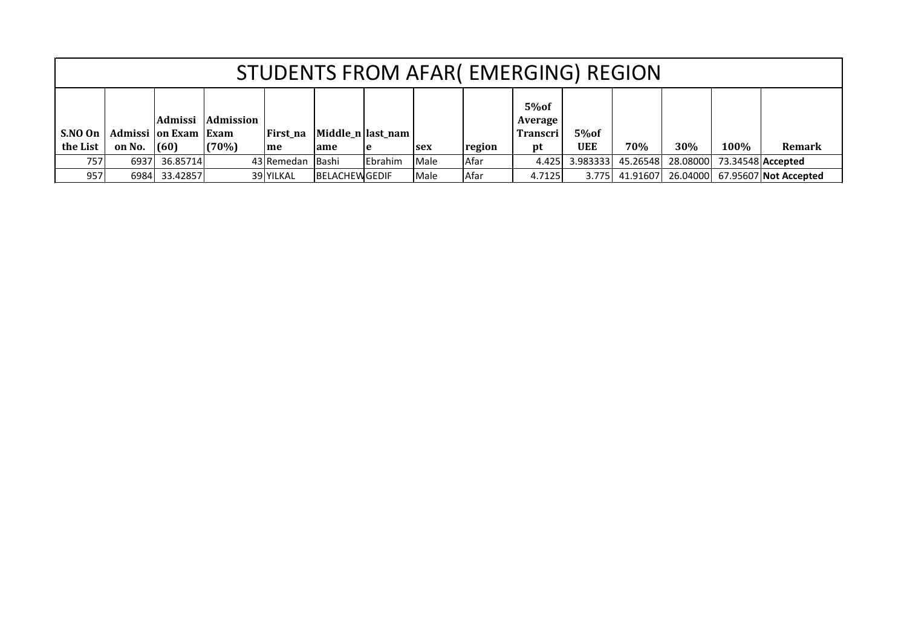# STUDENTS FROM AFAR( EMERGING) REGION

| S.NO On the List | Admission No. | Admission Exam (60) | Admission Exam (70%) | First_name | Middle_name | last_name | sex | region | 5%of Average Transcript | 5%of UEE | 70% | 30% | 100% | Remark |
|---|---|---|---|---|---|---|---|---|---|---|---|---|---|---|
| 757 | 6937 | 36.85714 | 43 | Remedan | Bashi | Ebrahim | Male | Afar | 4.425 | 3.983333 | 45.26548 | 28.08000 | 73.34548 | **Accepted** |
| 957 | 6984 | 33.42857 | 39 | YILKAL | BELACHEW | GEDIF | Male | Afar | 4.7125 | 3.775 | 41.91607 | 26.04000 | 67.95607 | **Not Accepted** |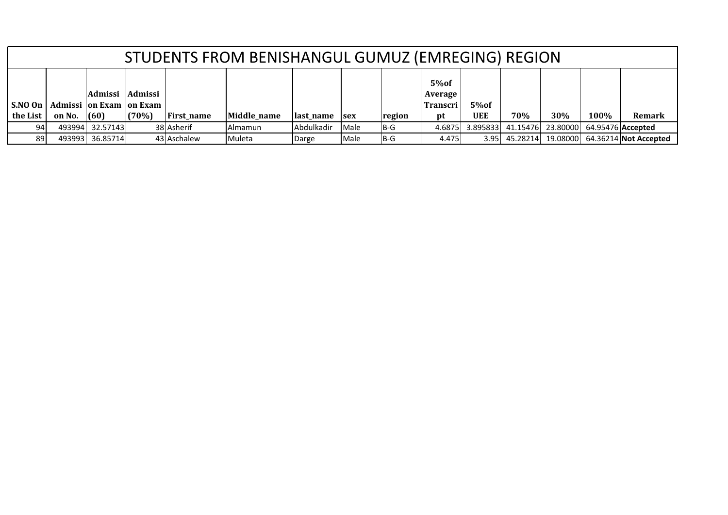| STUDENTS FROM BENISHANGUL GUMUZ (EMREGING) REGION | | | | | | | | | | | | | | |
|---|---|---|---|---|---|---|---|---|---|---|---|---|---|---|
| **S.NO On the List** | **Admission No.** | **Admission Exam (60)** | **Admission Exam (70%)** | **First_name** | **Middle_name** | **last_name** | **sex** | **region** | **5%of Average Transcript** | **5%of UEE** | **70%** | **30%** | **100%** | **Remark** |
| 94 | 493994 | 32.57143 | 38 | Asherif | Almamun | Abdulkadir | Male | B-G | 4.6875 | 3.895833 | 41.15476 | 23.80000 | 64.95476 | **Accepted** |
| 89 | 493993 | 36.85714 | 43 | Aschalew | Muleta | Darge | Male | B-G | 4.475 | 3.95 | 45.28214 | 19.08000 | 64.36214 | **Not Accepted** |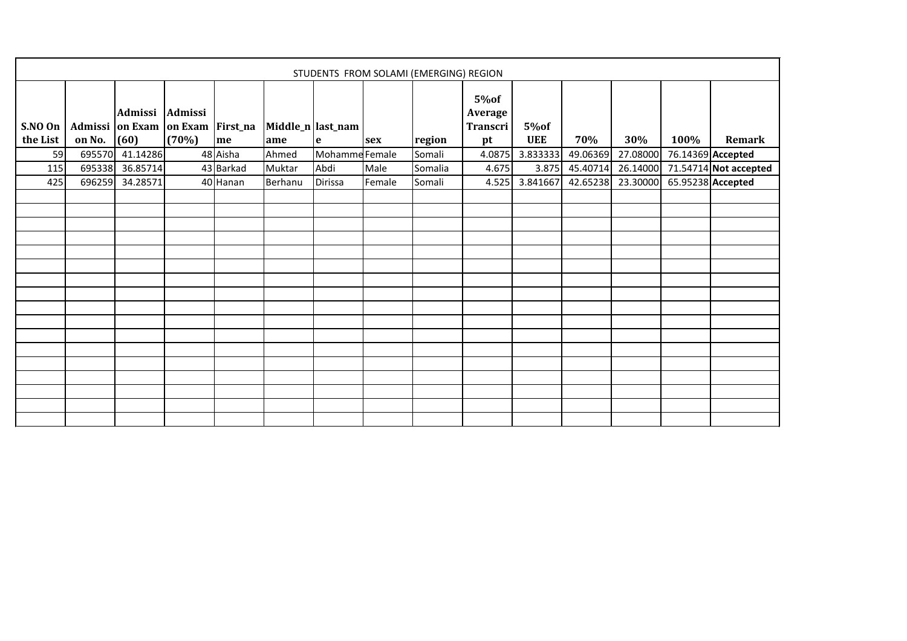| STUDENTS FROM SOLAMI (EMERGING) REGION | | | | | | | | | | | | | | |
|---|---|---|---|---|---|---|---|---|---|---|---|---|---|---|
| S.NO On the List | Admission No. | Admission Exam (60) | Admission Exam (70%) | First_name | Middle_name | last_name | sex | region | 5%of Average Transcript | 5%of UEE | 70% | 30% | 100% | Remark |
| 59 | 695570 | 41.14286 | 48 | Aisha | Ahmed | Mohamme | Female | Somali | 4.0875 | 3.833333 | 49.06369 | 27.08000 | 76.14369 | **Accepted** |
| 115 | 695338 | 36.85714 | 43 | Barkad | Muktar | Abdi | Male | Somalia | 4.675 | 3.875 | 45.40714 | 26.14000 | 71.54714 | **Not accepted** |
| 425 | 696259 | 34.28571 | 40 | Hanan | Berhanu | Dirissa | Female | Somali | 4.525 | 3.841667 | 42.65238 | 23.30000 | 65.95238 | **Accepted** |
| | | | | | | | | | | | | | | |
| | | | | | | | | | | | | | | |
| | | | | | | | | | | | | | | |
| | | | | | | | | | | | | | | |
| | | | | | | | | | | | | | | |
| | | | | | | | | | | | | | | |
| | | | | | | | | | | | | | | |
| | | | | | | | | | | | | | | |
| | | | | | | | | | | | | | | |
| | | | | | | | | | | | | | | |
| | | | | | | | | | | | | | | |
| | | | | | | | | | | | | | | |
| | | | | | | | | | | | | | | |
| | | | | | | | | | | | | | | |
| | | | | | | | | | | | | | | |
| | | | | | | | | | | | | | | |
| | | | | | | | | | | | | | | |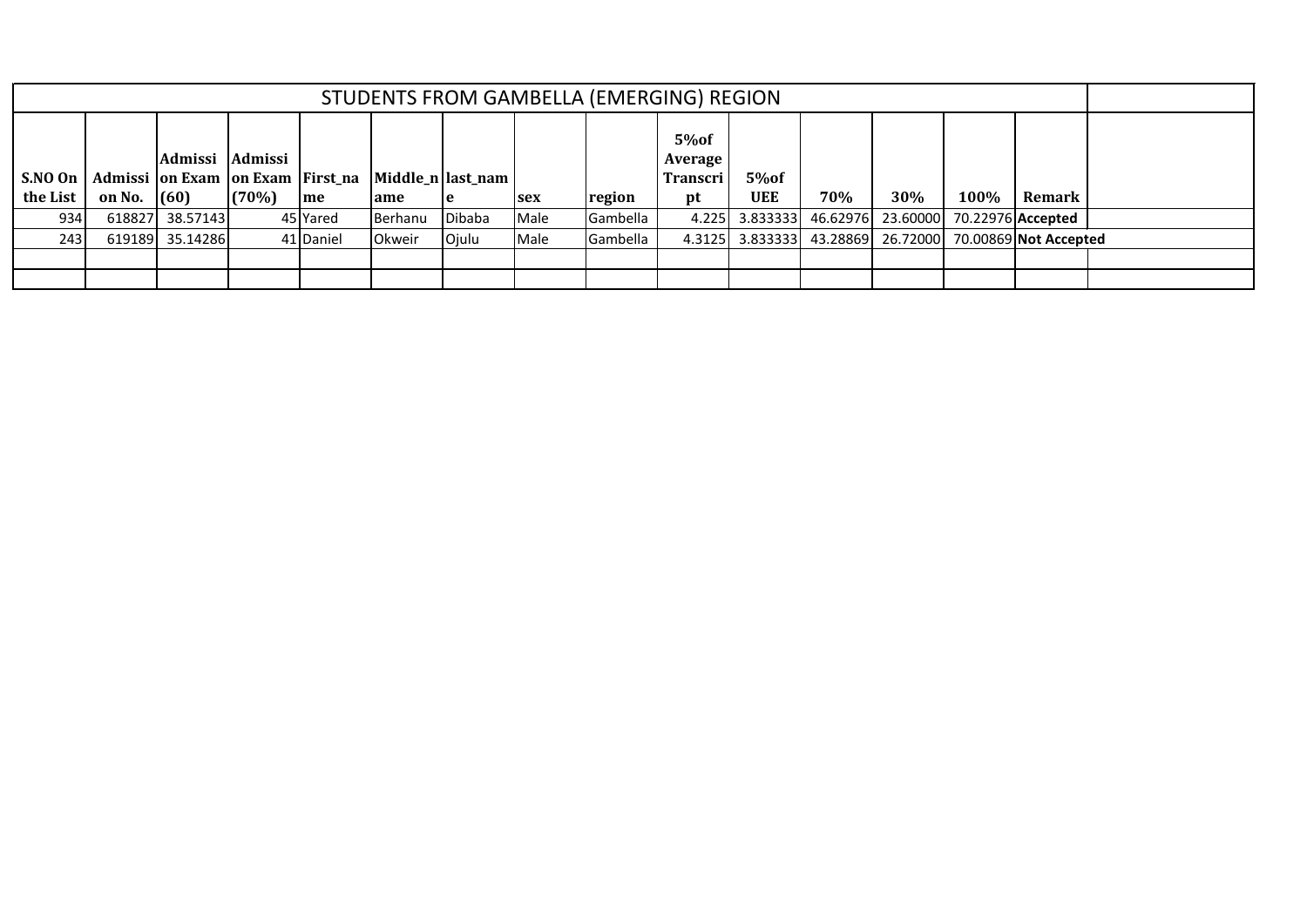| STUDENTS FROM GAMBELLA (EMERGING) REGION | | | | | | | | | | | | | | | |
|---|---|---|---|---|---|---|---|---|---|---|---|---|---|---|---|
| **S.NO On the List** | **Admission No.** | **Admission Exam (60)** | **Admission Exam (70%)** | **First_name** | **Middle_name** | **last_name** | **sex** | **region** | **5%of Average Transcript** | **5%of UEE** | **70%** | **30%** | **100%** | **Remark** | |
| 934 | 618827 | 38.57143 | 45 | Yared | Berhanu | Dibaba | Male | Gambella | 4.225 | 3.833333 | 46.62976 | 23.60000 | 70.22976 | **Accepted** | |
| 243 | 619189 | 35.14286 | 41 | Daniel | Okweir | Ojulu | Male | Gambella | 4.3125 | 3.833333 | 43.28869 | 26.72000 | 70.00869 | **Not Accepted** | |
| | | | | | | | | | | | | | | | |
| | | | | | | | | | | | | | | | |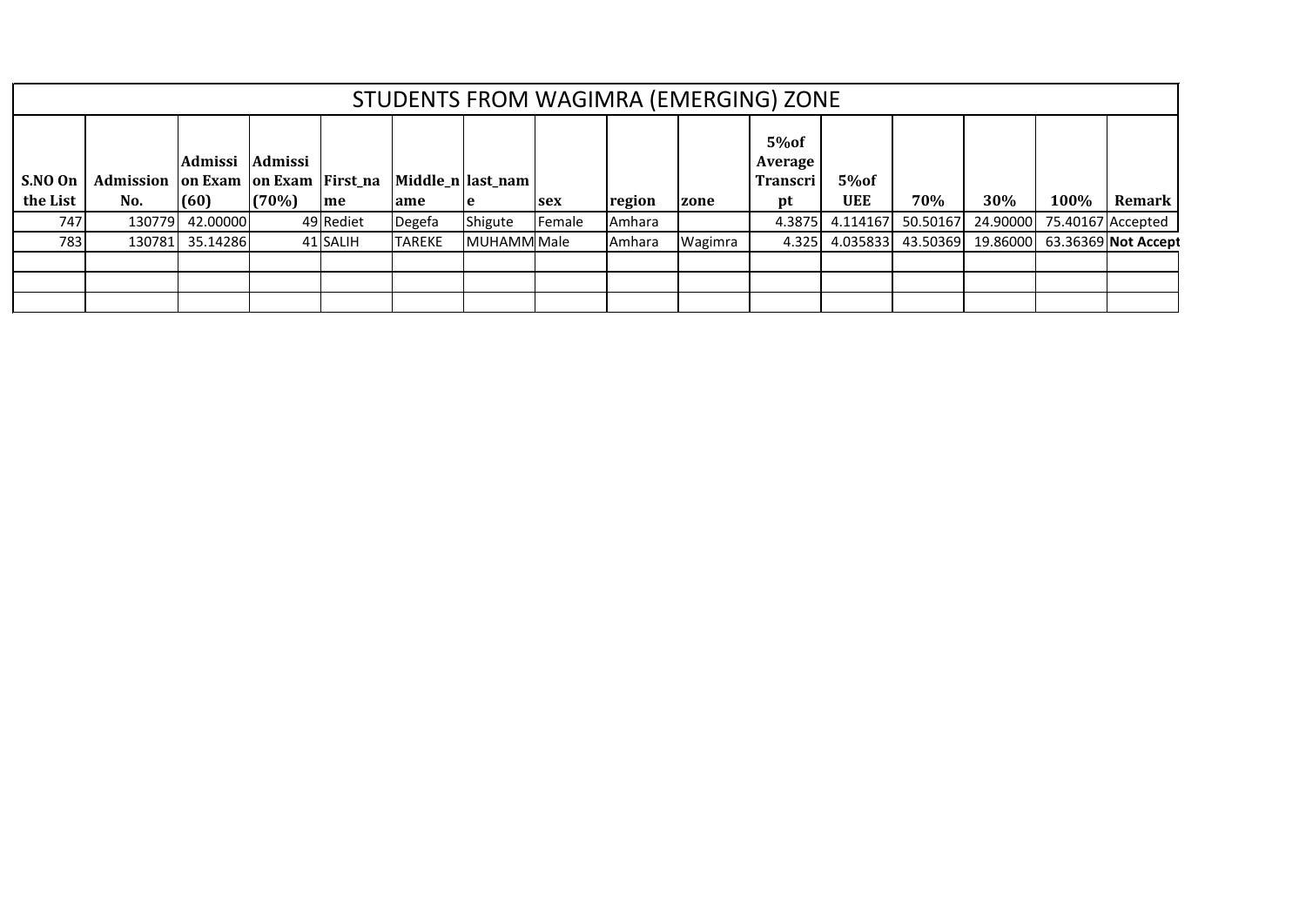| STUDENTS FROM WAGIMRA (EMERGING) ZONE | | | | | | | | | | | | | | | |
|---|---|---|---|---|---|---|---|---|---|---|---|---|---|---|---|
| S.NO On the List | Admission No. | Admission Exam (60) | Admission Exam (70%) | First_name | Middle_name | last_name | sex | region | zone | 5%of Average Transcript | 5%of UEE | 70% | 30% | 100% | Remark |
| 747 | 130779 | 42.00000 | 49 | Rediet | Degefa | Shigute | Female | Amhara | | 4.3875 | 4.114167 | 50.50167 | 24.90000 | 75.40167 | Accepted |
| 783 | 130781 | 35.14286 | 41 | SALIH | TAREKE | MUHAMM | Male | Amhara | Wagimra | 4.325 | 4.035833 | 43.50369 | 19.86000 | 63.36369 | **Not Accept** |
| | | | | | | | | | | | | | | | |
| | | | | | | | | | | | | | | | |
| | | | | | | | | | | | | | | | |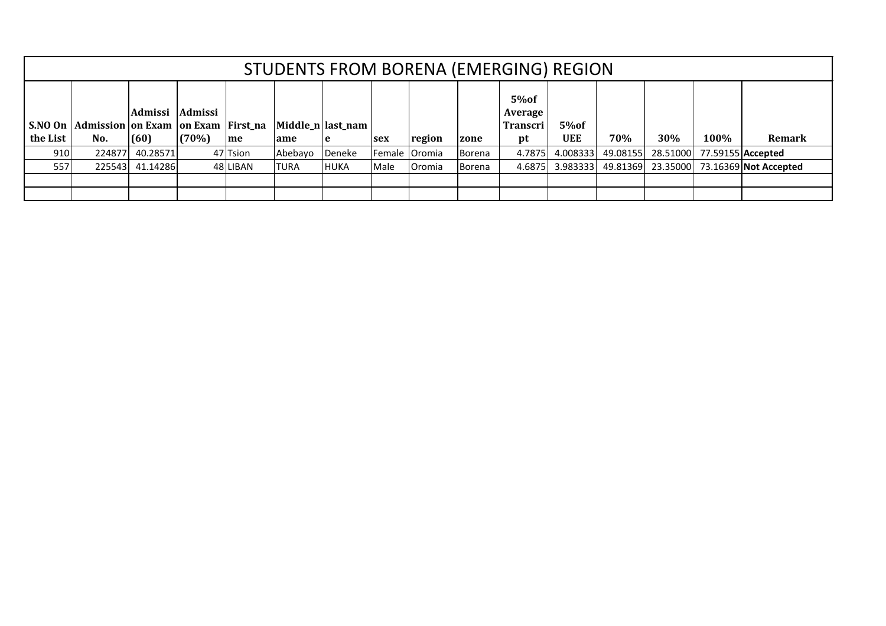| STUDENTS FROM BORENA (EMERGING) REGION | | | | | | | | | | | | | | | |
|---|---|---|---|---|---|---|---|---|---|---|---|---|---|---|---|
| S.NO On the List | Admission No. | Admission Exam (60) | Admission Exam (70%) | First_name | Middle_name | last_name | sex | region | zone | 5%of Average Transcript | 5%of UEE | 70% | 30% | 100% | Remark |
| 910 | 224877 | 40.28571 | 47 | Tsion | Abebayo | Deneke | Female | Oromia | Borena | 4.7875 | 4.008333 | 49.08155 | 28.51000 | 77.59155 | **Accepted** |
| 557 | 225543 | 41.14286 | 48 | LIBAN | TURA | HUKA | Male | Oromia | Borena | 4.6875 | 3.983333 | 49.81369 | 23.35000 | 73.16369 | **Not Accepted** |
| | | | | | | | | | | | | | | | |
| | | | | | | | | | | | | | | | |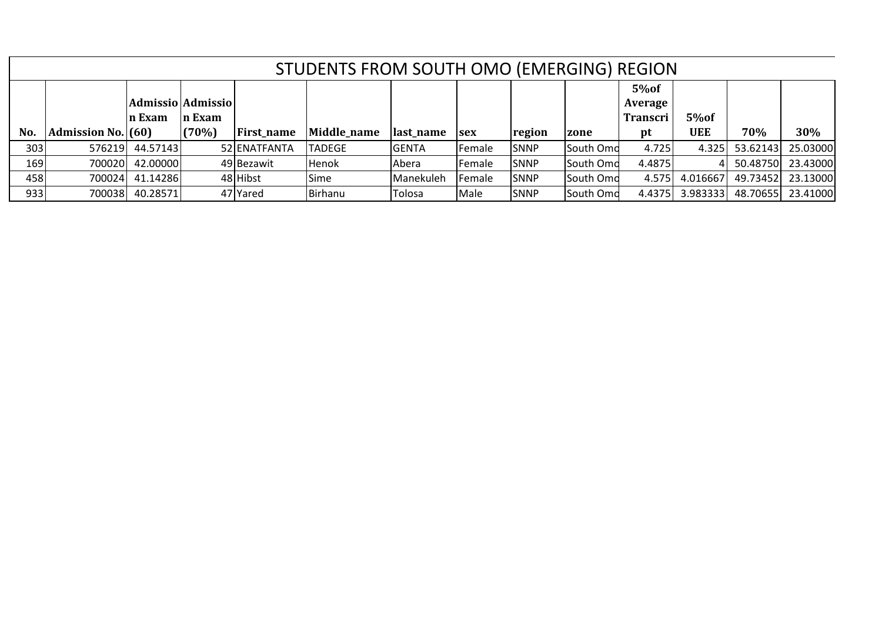# STUDENTS FROM SOUTH OMO (EMERGING) REGION

| No. | Admission No. | Admission Exam (60) | Admission Exam (70%) | First_name | Middle_name | last_name | sex | region | zone | 5%of Average Transcript | 5%of UEE | 70% | 30% |
|---|---|---|---|---|---|---|---|---|---|---|---|---|---|
| 303 | 576219 | 44.57143 | 52 | ENATFANTA | TADEGE | GENTA | Female | SNNP | South Omo | 4.725 | 4.325 | 53.62143 | 25.03000 |
| 169 | 700020 | 42.00000 | 49 | Bezawit | Henok | Abera | Female | SNNP | South Omo | 4.4875 | 4 | 50.48750 | 23.43000 |
| 458 | 700024 | 41.14286 | 48 | Hibst | Sime | Manekuleh | Female | SNNP | South Omo | 4.575 | 4.016667 | 49.73452 | 23.13000 |
| 933 | 700038 | 40.28571 | 47 | Yared | Birhanu | Tolosa | Male | SNNP | South Omo | 4.4375 | 3.983333 | 48.70655 | 23.41000 |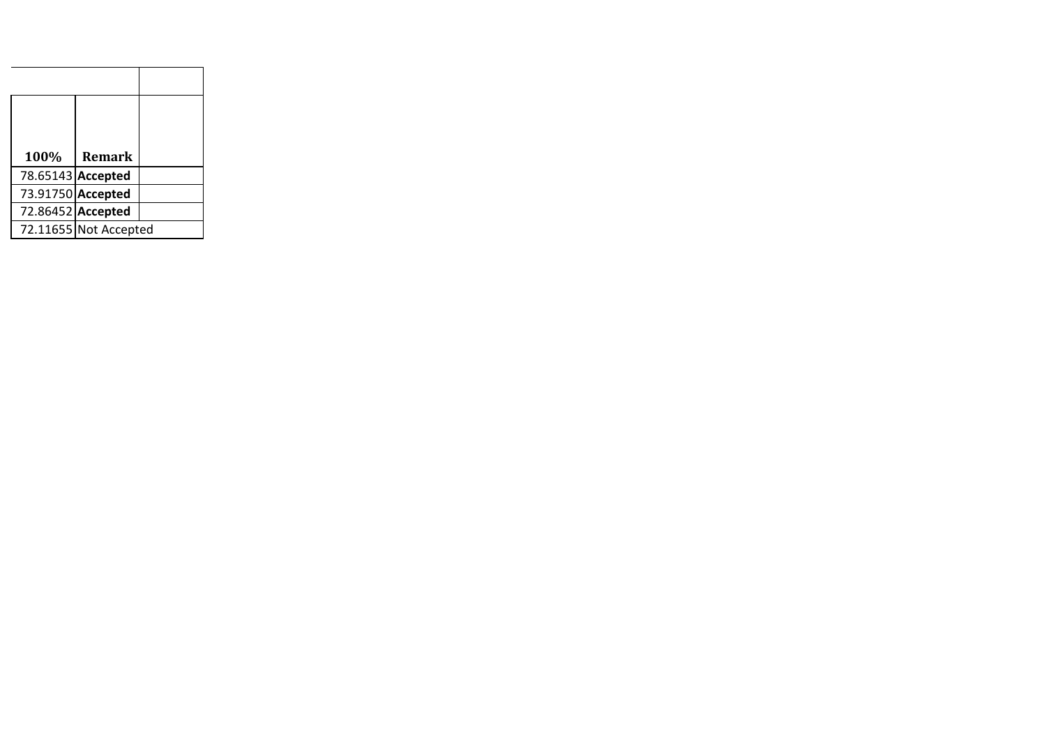| 100% | Remark | |
|---|---|---|
| 78.65143 | **Accepted** | |
| 73.91750 | **Accepted** | |
| 72.86452 | **Accepted** | |
| 72.11655 | Not Accepted | |